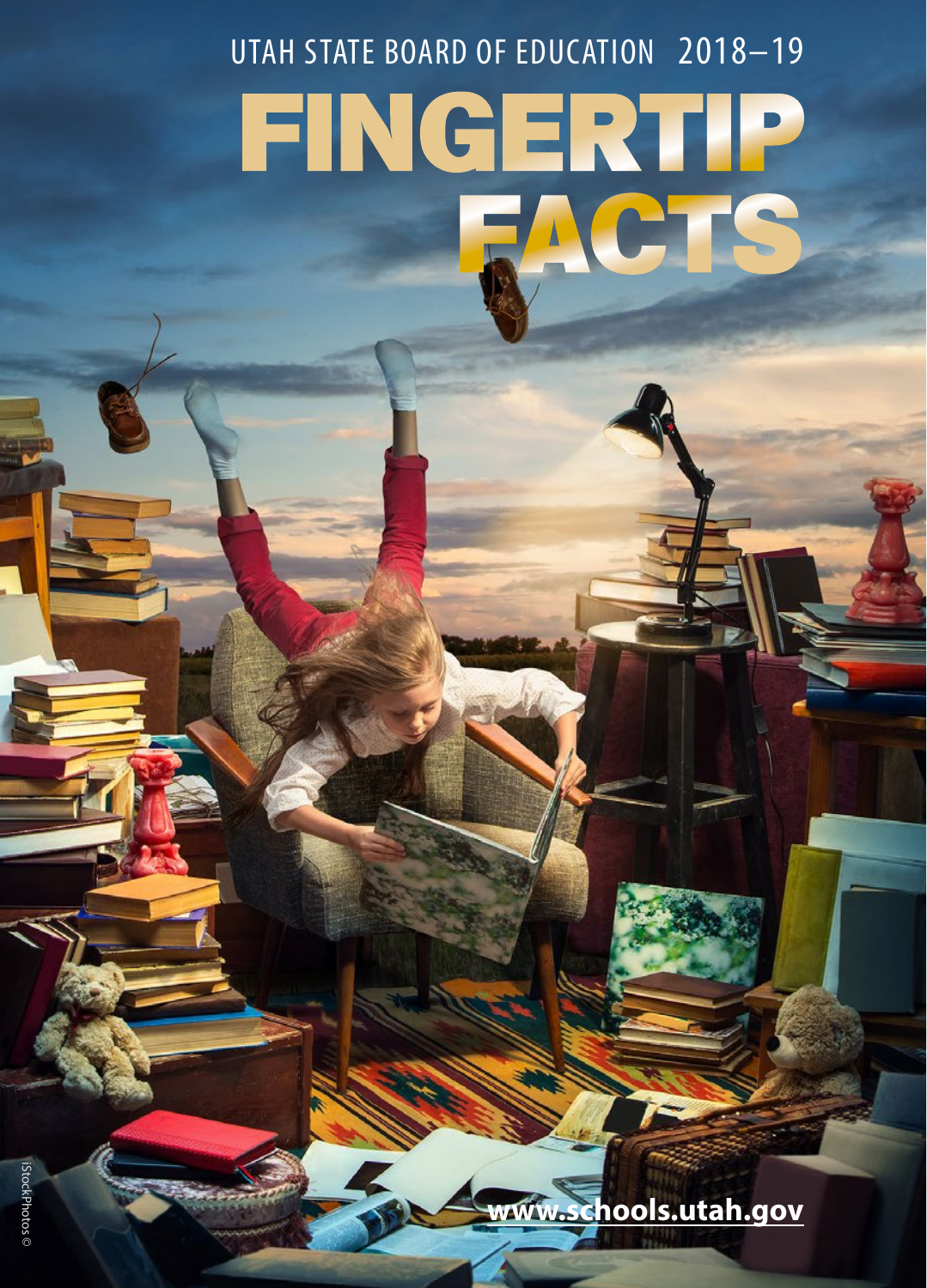UTAH STATE BOARD OF EDUCATION 2018–19

# FINGERTIP FACTS

www.schools.utah.gov

iStockPhotos ©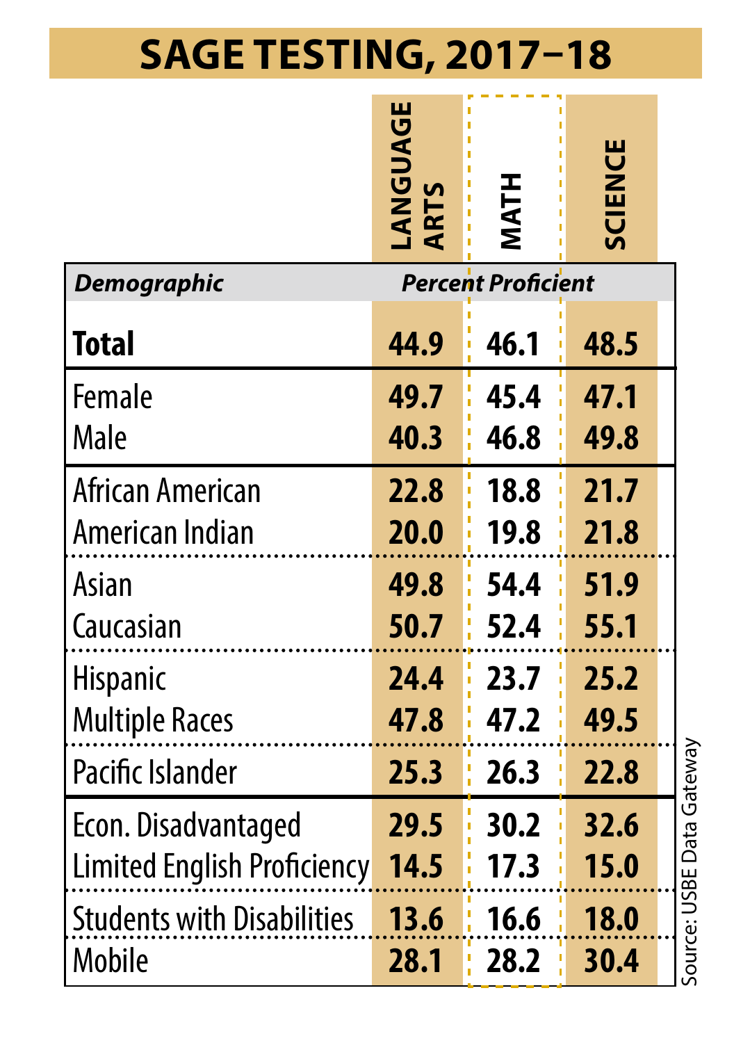# SAGE TESTING, 2017–18

| Demographic | LANGUAGE ARTS | MATH | SCIENCE |
|---|---|---|---|
| | *Percent Proficient* | | |
| **Total** | **44.9** | **46.1** | **48.5** |
| Female | 49.7 | 45.4 | 47.1 |
| Male | 40.3 | 46.8 | 49.8 |
| African American | 22.8 | 18.8 | 21.7 |
| American Indian | 20.0 | 19.8 | 21.8 |
| Asian | 49.8 | 54.4 | 51.9 |
| Caucasian | 50.7 | 52.4 | 55.1 |
| Hispanic | 24.4 | 23.7 | 25.2 |
| Multiple Races | 47.8 | 47.2 | 49.5 |
| Pacific Islander | 25.3 | 26.3 | 22.8 |
| Econ. Disadvantaged | 29.5 | 30.2 | 32.6 |
| Limited English Proficiency | 14.5 | 17.3 | 15.0 |
| Students with Disabilities | 13.6 | 16.6 | 18.0 |
| Mobile | 28.1 | 28.2 | 30.4 |

Source: USBE Data Gateway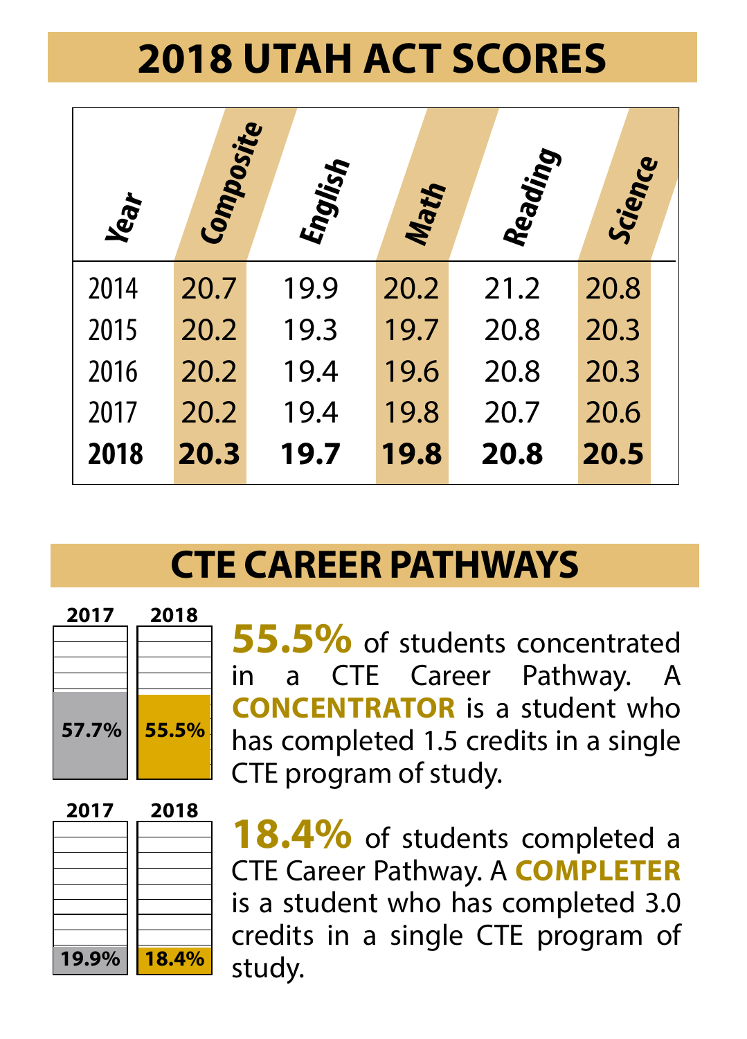# 2018 UTAH ACT SCORES

| Year | Composite | English | Math | Reading | Science |
|---|---|---|---|---|---|
| 2014 | 20.7 | 19.9 | 20.2 | 21.2 | 20.8 |
| 2015 | 20.2 | 19.3 | 19.7 | 20.8 | 20.3 |
| 2016 | 20.2 | 19.4 | 19.6 | 20.8 | 20.3 |
| 2017 | 20.2 | 19.4 | 19.8 | 20.7 | 20.6 |
| **2018** | **20.3** | **19.7** | **19.8** | **20.8** | **20.5** |

# CTE CAREER PATHWAYS

| 2017 | 2018 |
|---|---|
| 57.7% | 55.5% |

**55.5%** of students concentrated in a CTE Career Pathway. A **CONCENTRATOR** is a student who has completed 1.5 credits in a single CTE program of study.

| 2017 | 2018 |
|---|---|
| 19.9% | 18.4% |

**18.4%** of students completed a CTE Career Pathway. A **COMPLETER** is a student who has completed 3.0 credits in a single CTE program of study.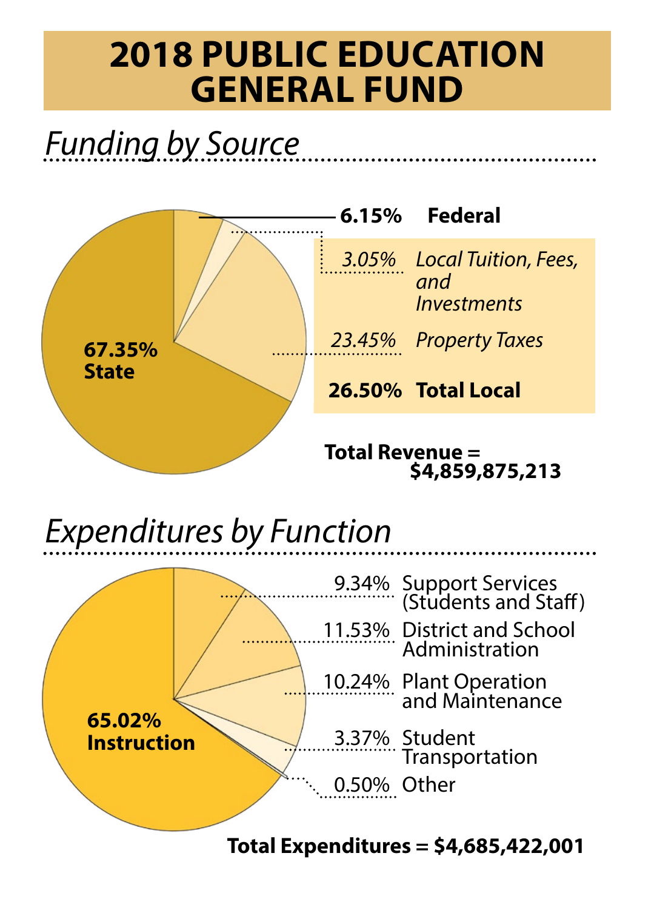# 2018 PUBLIC EDUCATION GENERAL FUND

## *Funding by Source*

| Percentage | Source |
|---|---|
| **67.35%** | **State** |
| **6.15%** | **Federal** |
| *3.05%* | *Local Tuition, Fees, and Investments* |
| *23.45%* | *Property Taxes* |
| **26.50%** | **Total Local** |

**Total Revenue = $4,859,875,213**

## *Expenditures by Function*

| Percentage | Function |
|---|---|
| **65.02%** | **Instruction** |
| 9.34% | Support Services (Students and Staff) |
| 11.53% | District and School Administration |
| 10.24% | Plant Operation and Maintenance |
| 3.37% | Student Transportation |
| 0.50% | Other |

**Total Expenditures = $4,685,422,001**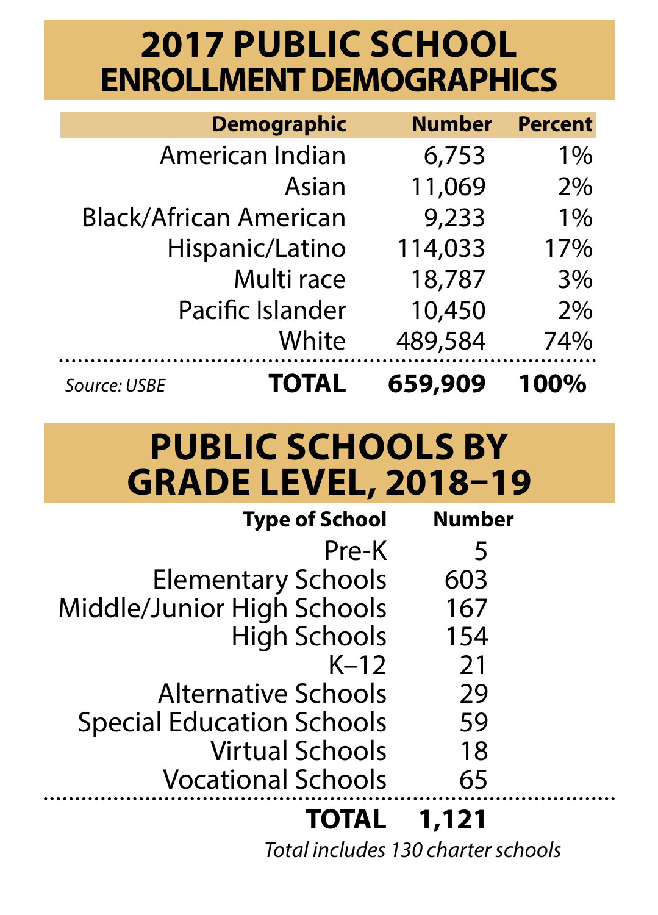# 2017 PUBLIC SCHOOL ENROLLMENT DEMOGRAPHICS

| Demographic | Number | Percent |
|---|---|---|
| American Indian | 6,753 | 1% |
| Asian | 11,069 | 2% |
| Black/African American | 9,233 | 1% |
| Hispanic/Latino | 114,033 | 17% |
| Multi race | 18,787 | 3% |
| Pacific Islander | 10,450 | 2% |
| White | 489,584 | 74% |
| **TOTAL** | **659,909** | **100%** |

*Source: USBE*

# PUBLIC SCHOOLS BY GRADE LEVEL, 2018–19

| Type of School | Number |
|---|---|
| Pre-K | 5 |
| Elementary Schools | 603 |
| Middle/Junior High Schools | 167 |
| High Schools | 154 |
| K–12 | 21 |
| Alternative Schools | 29 |
| Special Education Schools | 59 |
| Virtual Schools | 18 |
| Vocational Schools | 65 |
| **TOTAL** | **1,121** |

*Total includes 130 charter schools*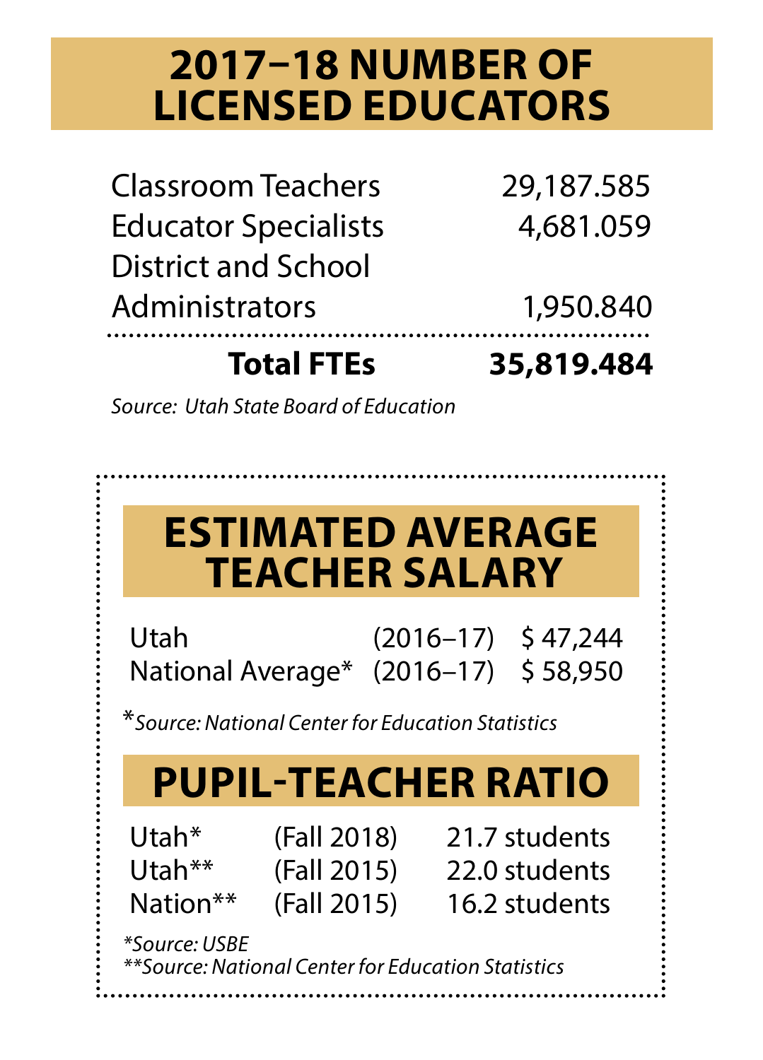## 2017–18 NUMBER OF LICENSED EDUCATORS

| | |
|---|---|
| Classroom Teachers | 29,187.585 |
| Educator Specialists | 4,681.059 |
| District and School Administrators | 1,950.840 |
| **Total FTEs** | **35,819.484** |

*Source: Utah State Board of Education*

## ESTIMATED AVERAGE TEACHER SALARY

| | | |
|---|---|---|
| Utah | (2016–17) | $ 47,244 |
| National Average* | (2016–17) | $ 58,950 |

**Source: National Center for Education Statistics*

## PUPIL-TEACHER RATIO

| | | |
|---|---|---|
| Utah* | (Fall 2018) | 21.7 students |
| Utah** | (Fall 2015) | 22.0 students |
| Nation** | (Fall 2015) | 16.2 students |

**Source: USBE*
***Source: National Center for Education Statistics*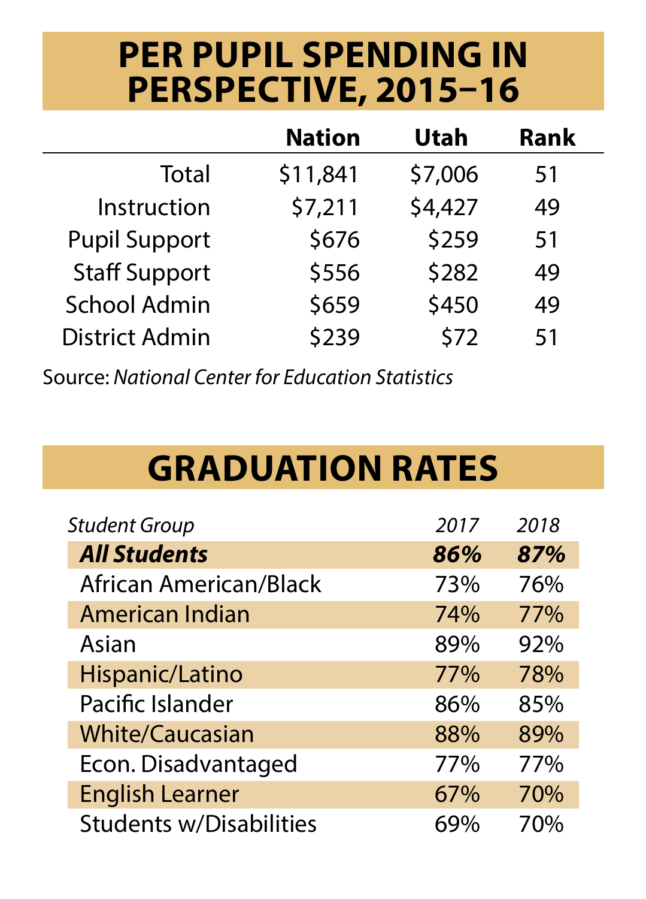# PER PUPIL SPENDING IN PERSPECTIVE, 2015–16

| | Nation | Utah | Rank |
|---|---|---|---|
| Total | $11,841 | $7,006 | 51 |
| Instruction | $7,211 | $4,427 | 49 |
| Pupil Support | $676 | $259 | 51 |
| Staff Support | $556 | $282 | 49 |
| School Admin | $659 | $450 | 49 |
| District Admin | $239 | $72 | 51 |

Source: *National Center for Education Statistics*

# GRADUATION RATES

| *Student Group* | *2017* | *2018* |
|---|---|---|
| ***All Students*** | ***86%*** | ***87%*** |
| African American/Black | 73% | 76% |
| American Indian | 74% | 77% |
| Asian | 89% | 92% |
| Hispanic/Latino | 77% | 78% |
| Pacific Islander | 86% | 85% |
| White/Caucasian | 88% | 89% |
| Econ. Disadvantaged | 77% | 77% |
| English Learner | 67% | 70% |
| Students w/Disabilities | 69% | 70% |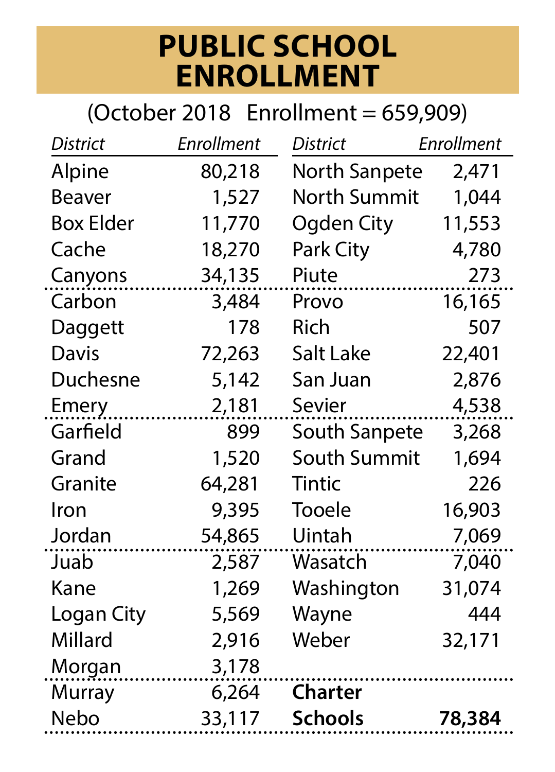# PUBLIC SCHOOL ENROLLMENT

(October 2018 Enrollment = 659,909)

| *District* | *Enrollment* | *District* | *Enrollment* |
|---|---|---|---|
| Alpine | 80,218 | North Sanpete | 2,471 |
| Beaver | 1,527 | North Summit | 1,044 |
| Box Elder | 11,770 | Ogden City | 11,553 |
| Cache | 18,270 | Park City | 4,780 |
| Canyons | 34,135 | Piute | 273 |
| Carbon | 3,484 | Provo | 16,165 |
| Daggett | 178 | Rich | 507 |
| Davis | 72,263 | Salt Lake | 22,401 |
| Duchesne | 5,142 | San Juan | 2,876 |
| Emery | 2,181 | Sevier | 4,538 |
| Garfield | 899 | South Sanpete | 3,268 |
| Grand | 1,520 | South Summit | 1,694 |
| Granite | 64,281 | Tintic | 226 |
| Iron | 9,395 | Tooele | 16,903 |
| Jordan | 54,865 | Uintah | 7,069 |
| Juab | 2,587 | Wasatch | 7,040 |
| Kane | 1,269 | Washington | 31,074 |
| Logan City | 5,569 | Wayne | 444 |
| Millard | 2,916 | Weber | 32,171 |
| Morgan | 3,178 | | |
| Murray | 6,264 | **Charter** | |
| Nebo | 33,117 | **Schools** | **78,384** |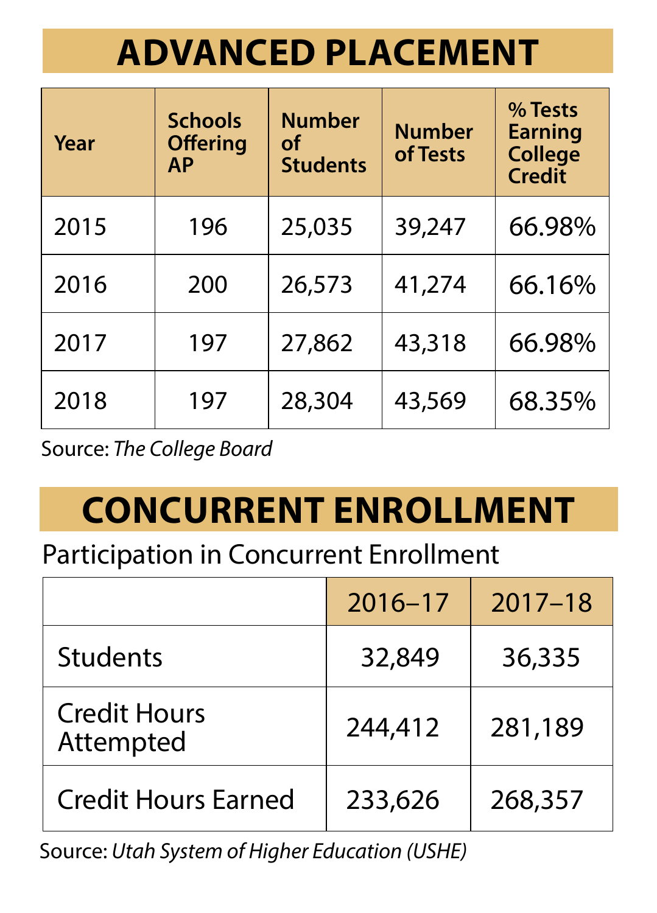# ADVANCED PLACEMENT

| Year | Schools Offering AP | Number of Students | Number of Tests | % Tests Earning College Credit |
|---|---|---|---|---|
| 2015 | 196 | 25,035 | 39,247 | 66.98% |
| 2016 | 200 | 26,573 | 41,274 | 66.16% |
| 2017 | 197 | 27,862 | 43,318 | 66.98% |
| 2018 | 197 | 28,304 | 43,569 | 68.35% |

Source: *The College Board*

# CONCURRENT ENROLLMENT

Participation in Concurrent Enrollment

| | 2016–17 | 2017–18 |
|---|---|---|
| Students | 32,849 | 36,335 |
| Credit Hours Attempted | 244,412 | 281,189 |
| Credit Hours Earned | 233,626 | 268,357 |

Source: *Utah System of Higher Education (USHE)*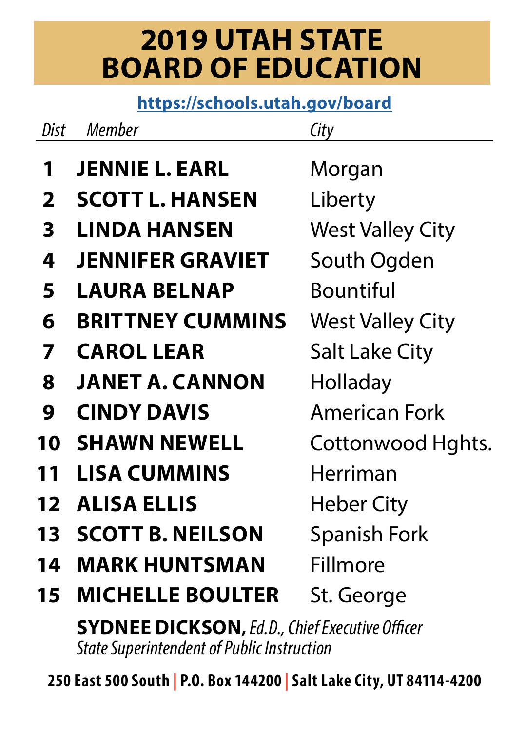# 2019 UTAH STATE BOARD OF EDUCATION

https://schools.utah.gov/board

| *Dist* | *Member* | *City* |
|---|---|---|
| 1 | **JENNIE L. EARL** | Morgan |
| 2 | **SCOTT L. HANSEN** | Liberty |
| 3 | **LINDA HANSEN** | West Valley City |
| 4 | **JENNIFER GRAVIET** | South Ogden |
| 5 | **LAURA BELNAP** | Bountiful |
| 6 | **BRITTNEY CUMMINS** | West Valley City |
| 7 | **CAROL LEAR** | Salt Lake City |
| 8 | **JANET A. CANNON** | Holladay |
| 9 | **CINDY DAVIS** | American Fork |
| 10 | **SHAWN NEWELL** | Cottonwood Hghts. |
| 11 | **LISA CUMMINS** | Herriman |
| 12 | **ALISA ELLIS** | Heber City |
| 13 | **SCOTT B. NEILSON** | Spanish Fork |
| 14 | **MARK HUNTSMAN** | Fillmore |
| 15 | **MICHELLE BOULTER** | St. George |

**SYDNEE DICKSON,** *Ed.D., Chief Executive Officer*
*State Superintendent of Public Instruction*

**250 East 500 South | P.O. Box 144200 | Salt Lake City, UT 84114-4200**